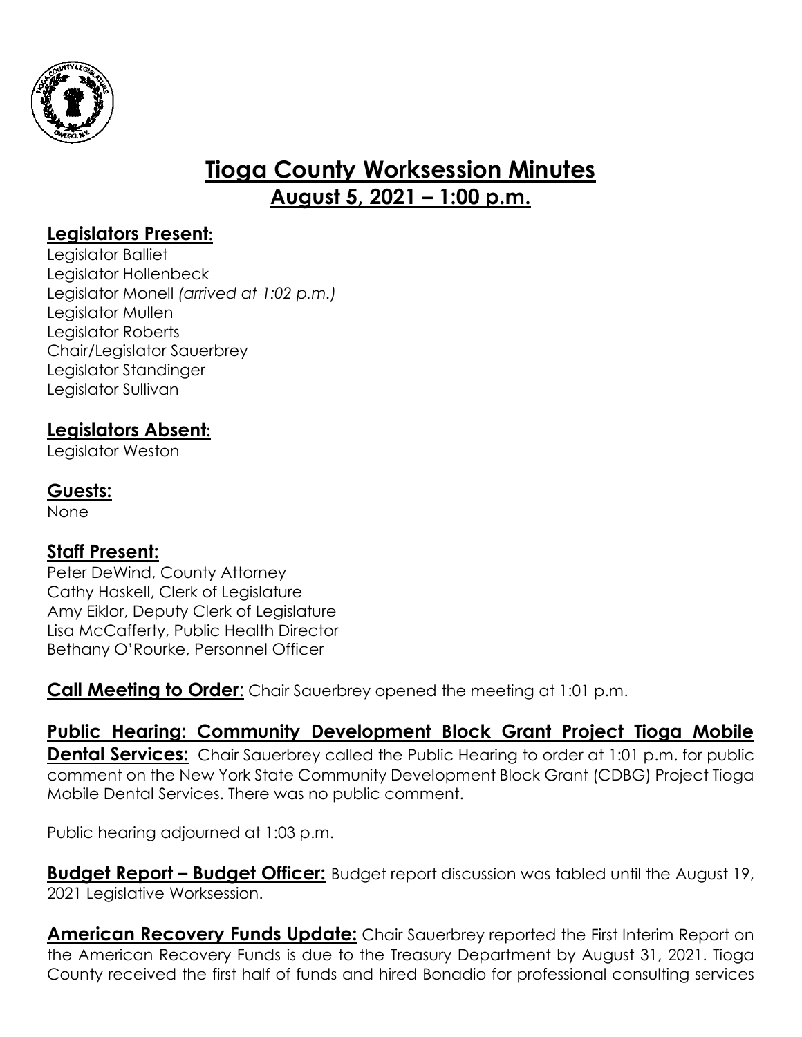# Tioga County Worksession Minutes
## August 5, 2021 – 1:00 p.m.

### Legislators Present:

Legislator Balliet
Legislator Hollenbeck
Legislator Monell *(arrived at 1:02 p.m.)*
Legislator Mullen
Legislator Roberts
Chair/Legislator Sauerbrey
Legislator Standinger
Legislator Sullivan

### Legislators Absent:

Legislator Weston

### Guests:

None

### Staff Present:

Peter DeWind, County Attorney
Cathy Haskell, Clerk of Legislature
Amy Eiklor, Deputy Clerk of Legislature
Lisa McCafferty, Public Health Director
Bethany O'Rourke, Personnel Officer

**Call Meeting to Order**: Chair Sauerbrey opened the meeting at 1:01 p.m.

**Public Hearing: Community Development Block Grant Project Tioga Mobile Dental Services:** Chair Sauerbrey called the Public Hearing to order at 1:01 p.m. for public comment on the New York State Community Development Block Grant (CDBG) Project Tioga Mobile Dental Services. There was no public comment.

Public hearing adjourned at 1:03 p.m.

**Budget Report – Budget Officer:** Budget report discussion was tabled until the August 19, 2021 Legislative Worksession.

**American Recovery Funds Update:** Chair Sauerbrey reported the First Interim Report on the American Recovery Funds is due to the Treasury Department by August 31, 2021. Tioga County received the first half of funds and hired Bonadio for professional consulting services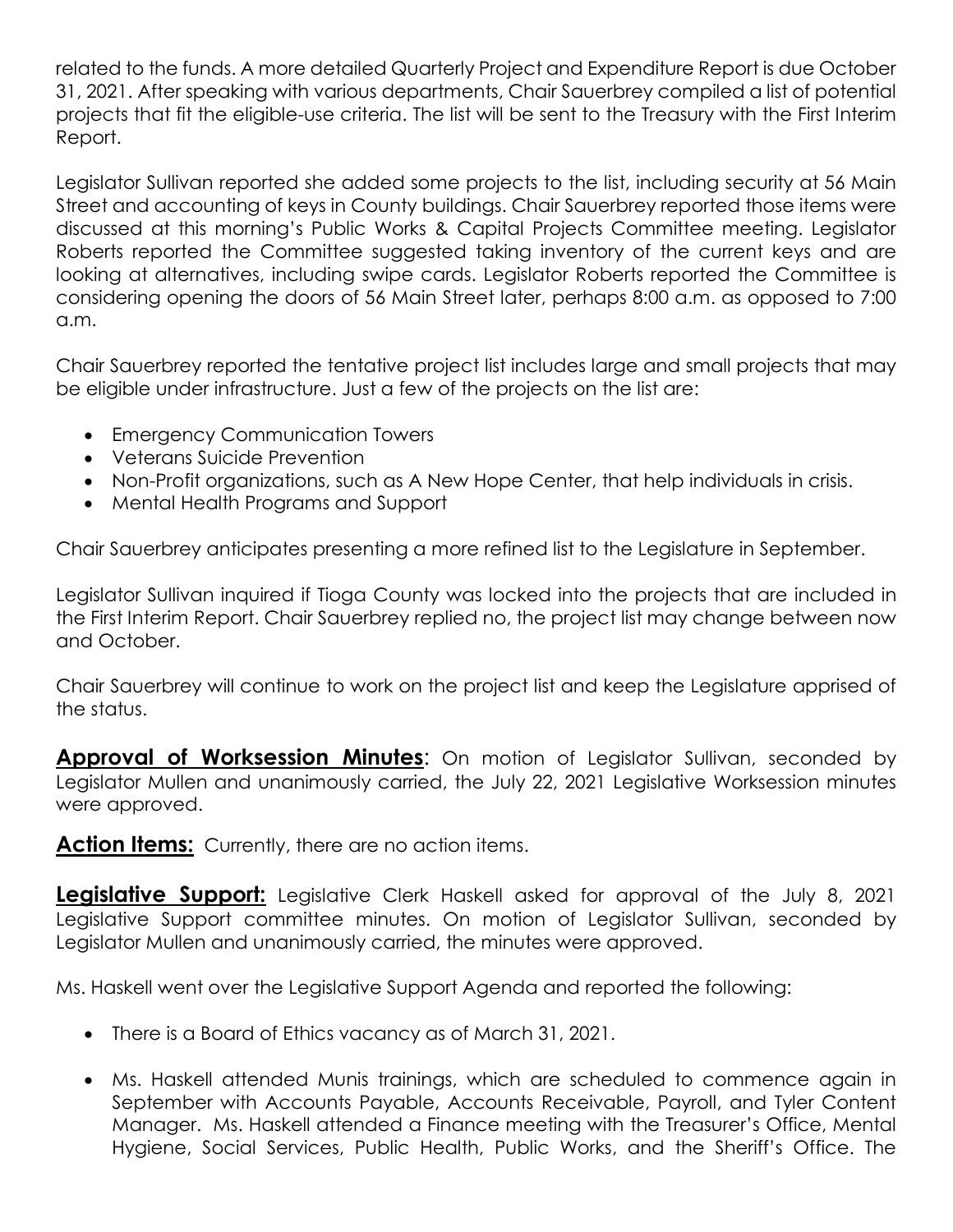related to the funds. A more detailed Quarterly Project and Expenditure Report is due October 31, 2021. After speaking with various departments, Chair Sauerbrey compiled a list of potential projects that fit the eligible-use criteria. The list will be sent to the Treasury with the First Interim Report.

Legislator Sullivan reported she added some projects to the list, including security at 56 Main Street and accounting of keys in County buildings. Chair Sauerbrey reported those items were discussed at this morning's Public Works & Capital Projects Committee meeting. Legislator Roberts reported the Committee suggested taking inventory of the current keys and are looking at alternatives, including swipe cards. Legislator Roberts reported the Committee is considering opening the doors of 56 Main Street later, perhaps 8:00 a.m. as opposed to 7:00 a.m.

Chair Sauerbrey reported the tentative project list includes large and small projects that may be eligible under infrastructure. Just a few of the projects on the list are:

- Emergency Communication Towers
- Veterans Suicide Prevention
- Non-Profit organizations, such as A New Hope Center, that help individuals in crisis.
- Mental Health Programs and Support

Chair Sauerbrey anticipates presenting a more refined list to the Legislature in September.

Legislator Sullivan inquired if Tioga County was locked into the projects that are included in the First Interim Report. Chair Sauerbrey replied no, the project list may change between now and October.

Chair Sauerbrey will continue to work on the project list and keep the Legislature apprised of the status.

**Approval of Worksession Minutes**: On motion of Legislator Sullivan, seconded by Legislator Mullen and unanimously carried, the July 22, 2021 Legislative Worksession minutes were approved.

**Action Items:** Currently, there are no action items.

**Legislative Support:** Legislative Clerk Haskell asked for approval of the July 8, 2021 Legislative Support committee minutes. On motion of Legislator Sullivan, seconded by Legislator Mullen and unanimously carried, the minutes were approved.

Ms. Haskell went over the Legislative Support Agenda and reported the following:

- There is a Board of Ethics vacancy as of March 31, 2021.
- Ms. Haskell attended Munis trainings, which are scheduled to commence again in September with Accounts Payable, Accounts Receivable, Payroll, and Tyler Content Manager. Ms. Haskell attended a Finance meeting with the Treasurer's Office, Mental Hygiene, Social Services, Public Health, Public Works, and the Sheriff's Office. The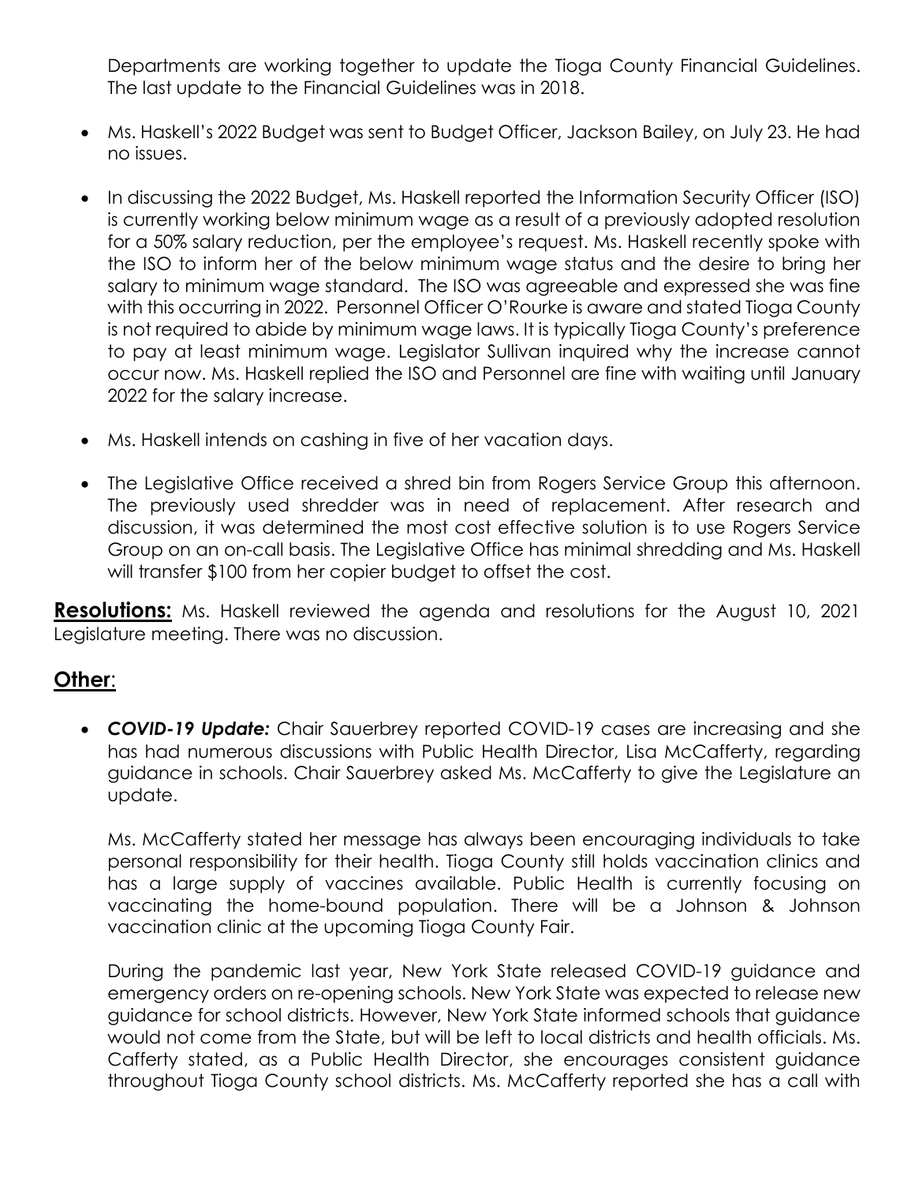Departments are working together to update the Tioga County Financial Guidelines. The last update to the Financial Guidelines was in 2018.

- Ms. Haskell's 2022 Budget was sent to Budget Officer, Jackson Bailey, on July 23. He had no issues.

- In discussing the 2022 Budget, Ms. Haskell reported the Information Security Officer (ISO) is currently working below minimum wage as a result of a previously adopted resolution for a 50% salary reduction, per the employee's request. Ms. Haskell recently spoke with the ISO to inform her of the below minimum wage status and the desire to bring her salary to minimum wage standard. The ISO was agreeable and expressed she was fine with this occurring in 2022. Personnel Officer O'Rourke is aware and stated Tioga County is not required to abide by minimum wage laws. It is typically Tioga County's preference to pay at least minimum wage. Legislator Sullivan inquired why the increase cannot occur now. Ms. Haskell replied the ISO and Personnel are fine with waiting until January 2022 for the salary increase.

- Ms. Haskell intends on cashing in five of her vacation days.

- The Legislative Office received a shred bin from Rogers Service Group this afternoon. The previously used shredder was in need of replacement. After research and discussion, it was determined the most cost effective solution is to use Rogers Service Group on an on-call basis. The Legislative Office has minimal shredding and Ms. Haskell will transfer $100 from her copier budget to offset the cost.

**Resolutions:** Ms. Haskell reviewed the agenda and resolutions for the August 10, 2021 Legislature meeting. There was no discussion.

## Other:

- ***COVID-19 Update:*** Chair Sauerbrey reported COVID-19 cases are increasing and she has had numerous discussions with Public Health Director, Lisa McCafferty, regarding guidance in schools. Chair Sauerbrey asked Ms. McCafferty to give the Legislature an update.

  Ms. McCafferty stated her message has always been encouraging individuals to take personal responsibility for their health. Tioga County still holds vaccination clinics and has a large supply of vaccines available. Public Health is currently focusing on vaccinating the home-bound population. There will be a Johnson & Johnson vaccination clinic at the upcoming Tioga County Fair.

  During the pandemic last year, New York State released COVID-19 guidance and emergency orders on re-opening schools. New York State was expected to release new guidance for school districts. However, New York State informed schools that guidance would not come from the State, but will be left to local districts and health officials. Ms. Cafferty stated, as a Public Health Director, she encourages consistent guidance throughout Tioga County school districts. Ms. McCafferty reported she has a call with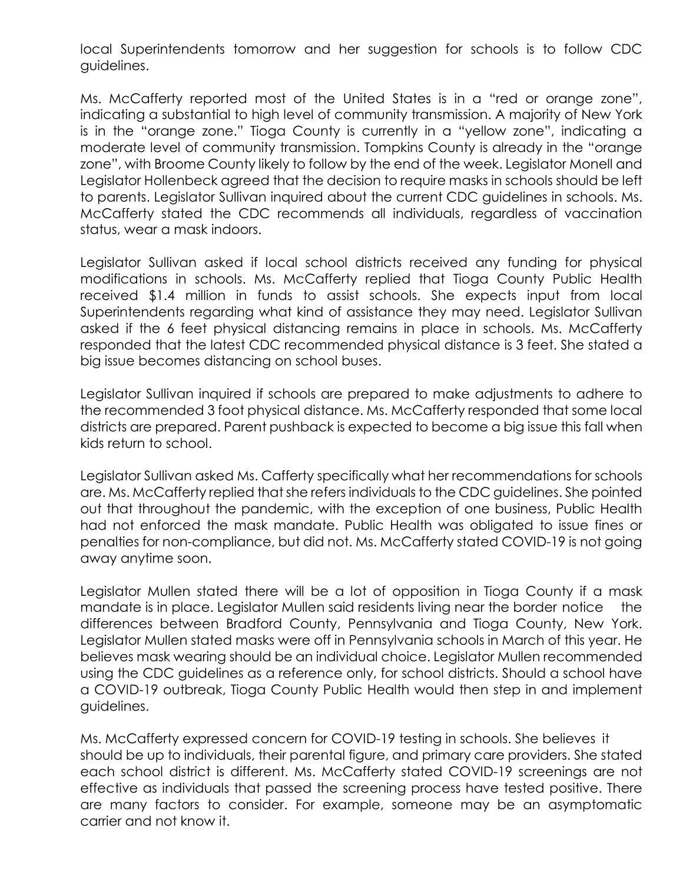local Superintendents tomorrow and her suggestion for schools is to follow CDC guidelines.

Ms. McCafferty reported most of the United States is in a "red or orange zone", indicating a substantial to high level of community transmission. A majority of New York is in the "orange zone." Tioga County is currently in a "yellow zone", indicating a moderate level of community transmission. Tompkins County is already in the "orange zone", with Broome County likely to follow by the end of the week. Legislator Monell and Legislator Hollenbeck agreed that the decision to require masks in schools should be left to parents. Legislator Sullivan inquired about the current CDC guidelines in schools. Ms. McCafferty stated the CDC recommends all individuals, regardless of vaccination status, wear a mask indoors.

Legislator Sullivan asked if local school districts received any funding for physical modifications in schools. Ms. McCafferty replied that Tioga County Public Health received $1.4 million in funds to assist schools. She expects input from local Superintendents regarding what kind of assistance they may need. Legislator Sullivan asked if the 6 feet physical distancing remains in place in schools. Ms. McCafferty responded that the latest CDC recommended physical distance is 3 feet. She stated a big issue becomes distancing on school buses.

Legislator Sullivan inquired if schools are prepared to make adjustments to adhere to the recommended 3 foot physical distance. Ms. McCafferty responded that some local districts are prepared. Parent pushback is expected to become a big issue this fall when kids return to school.

Legislator Sullivan asked Ms. Cafferty specifically what her recommendations for schools are. Ms. McCafferty replied that she refers individuals to the CDC guidelines. She pointed out that throughout the pandemic, with the exception of one business, Public Health had not enforced the mask mandate. Public Health was obligated to issue fines or penalties for non-compliance, but did not. Ms. McCafferty stated COVID-19 is not going away anytime soon.

Legislator Mullen stated there will be a lot of opposition in Tioga County if a mask mandate is in place. Legislator Mullen said residents living near the border notice the differences between Bradford County, Pennsylvania and Tioga County, New York. Legislator Mullen stated masks were off in Pennsylvania schools in March of this year. He believes mask wearing should be an individual choice. Legislator Mullen recommended using the CDC guidelines as a reference only, for school districts. Should a school have a COVID-19 outbreak, Tioga County Public Health would then step in and implement guidelines.

Ms. McCafferty expressed concern for COVID-19 testing in schools. She believes it should be up to individuals, their parental figure, and primary care providers. She stated each school district is different. Ms. McCafferty stated COVID-19 screenings are not effective as individuals that passed the screening process have tested positive. There are many factors to consider. For example, someone may be an asymptomatic carrier and not know it.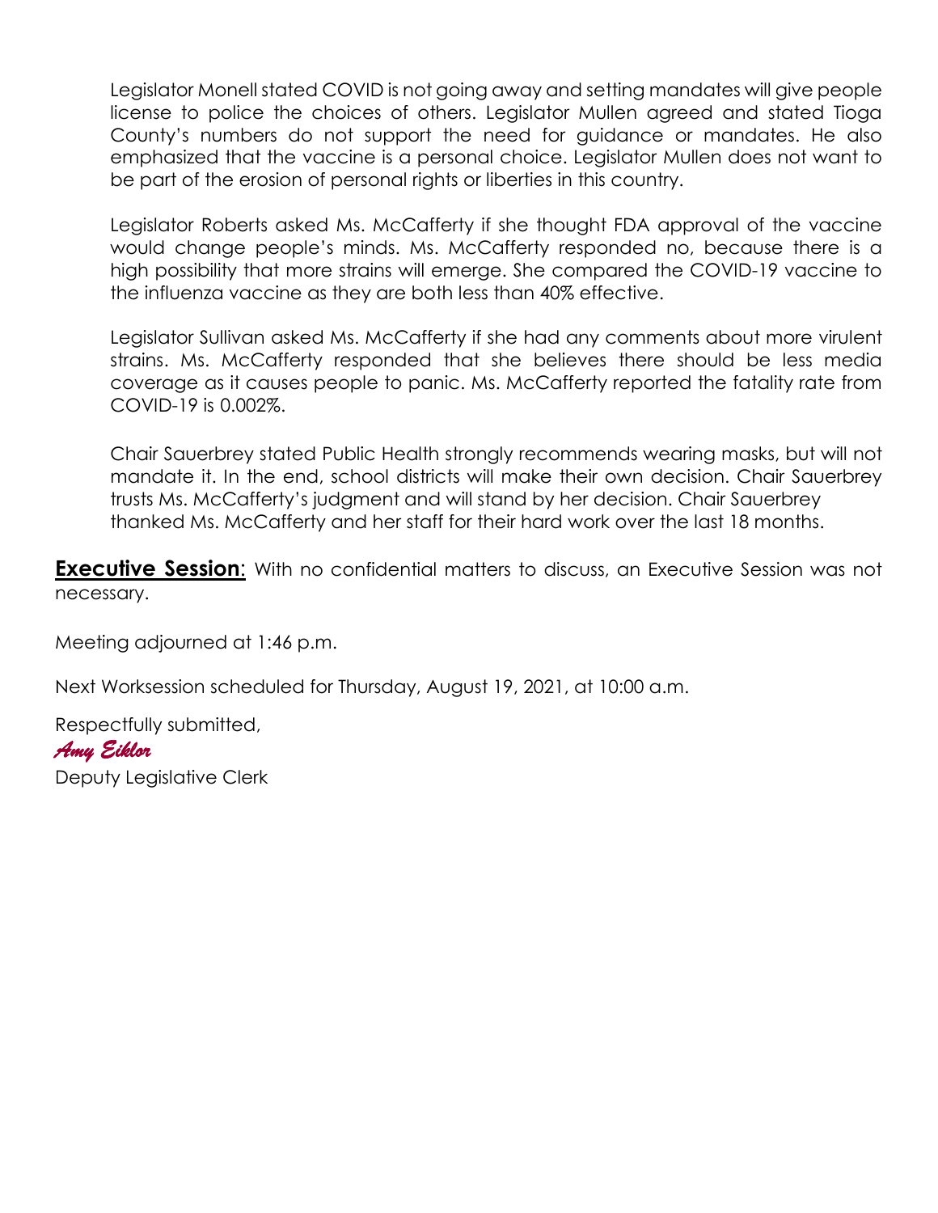Legislator Monell stated COVID is not going away and setting mandates will give people license to police the choices of others. Legislator Mullen agreed and stated Tioga County's numbers do not support the need for guidance or mandates. He also emphasized that the vaccine is a personal choice. Legislator Mullen does not want to be part of the erosion of personal rights or liberties in this country.

Legislator Roberts asked Ms. McCafferty if she thought FDA approval of the vaccine would change people's minds. Ms. McCafferty responded no, because there is a high possibility that more strains will emerge. She compared the COVID-19 vaccine to the influenza vaccine as they are both less than 40% effective.

Legislator Sullivan asked Ms. McCafferty if she had any comments about more virulent strains. Ms. McCafferty responded that she believes there should be less media coverage as it causes people to panic. Ms. McCafferty reported the fatality rate from COVID-19 is 0.002%.

Chair Sauerbrey stated Public Health strongly recommends wearing masks, but will not mandate it. In the end, school districts will make their own decision. Chair Sauerbrey trusts Ms. McCafferty's judgment and will stand by her decision. Chair Sauerbrey thanked Ms. McCafferty and her staff for their hard work over the last 18 months.

**Executive Session**: With no confidential matters to discuss, an Executive Session was not necessary.

Meeting adjourned at 1:46 p.m.

Next Worksession scheduled for Thursday, August 19, 2021, at 10:00 a.m.

Respectfully submitted,

*Amy Eiklor*

Deputy Legislative Clerk